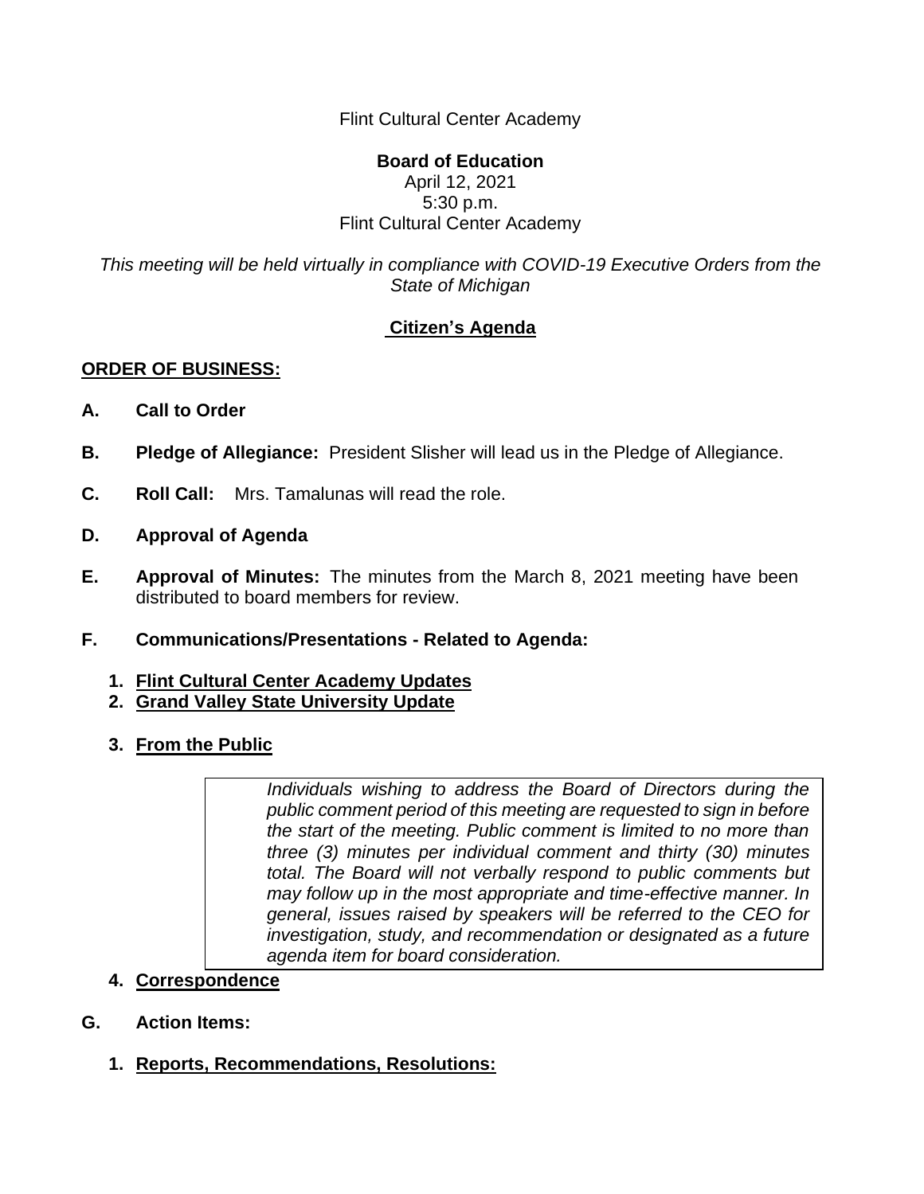Flint Cultural Center Academy

**Board of Education**
April 12, 2021
5:30 p.m.
Flint Cultural Center Academy

*This meeting will be held virtually in compliance with COVID-19 Executive Orders from the State of Michigan*

**Citizen's Agenda**

**ORDER OF BUSINESS:**

**A. Call to Order**

**B. Pledge of Allegiance:** President Slisher will lead us in the Pledge of Allegiance.

**C. Roll Call:** Mrs. Tamalunas will read the role.

**D. Approval of Agenda**

**E. Approval of Minutes:** The minutes from the March 8, 2021 meeting have been distributed to board members for review.

**F. Communications/Presentations - Related to Agenda:**

1. **Flint Cultural Center Academy Updates**
2. **Grand Valley State University Update**
3. **From the Public**

> *Individuals wishing to address the Board of Directors during the public comment period of this meeting are requested to sign in before the start of the meeting. Public comment is limited to no more than three (3) minutes per individual comment and thirty (30) minutes total. The Board will not verbally respond to public comments but may follow up in the most appropriate and time-effective manner. In general, issues raised by speakers will be referred to the CEO for investigation, study, and recommendation or designated as a future agenda item for board consideration.*

4. **Correspondence**

**G. Action Items:**

1. **Reports, Recommendations, Resolutions:**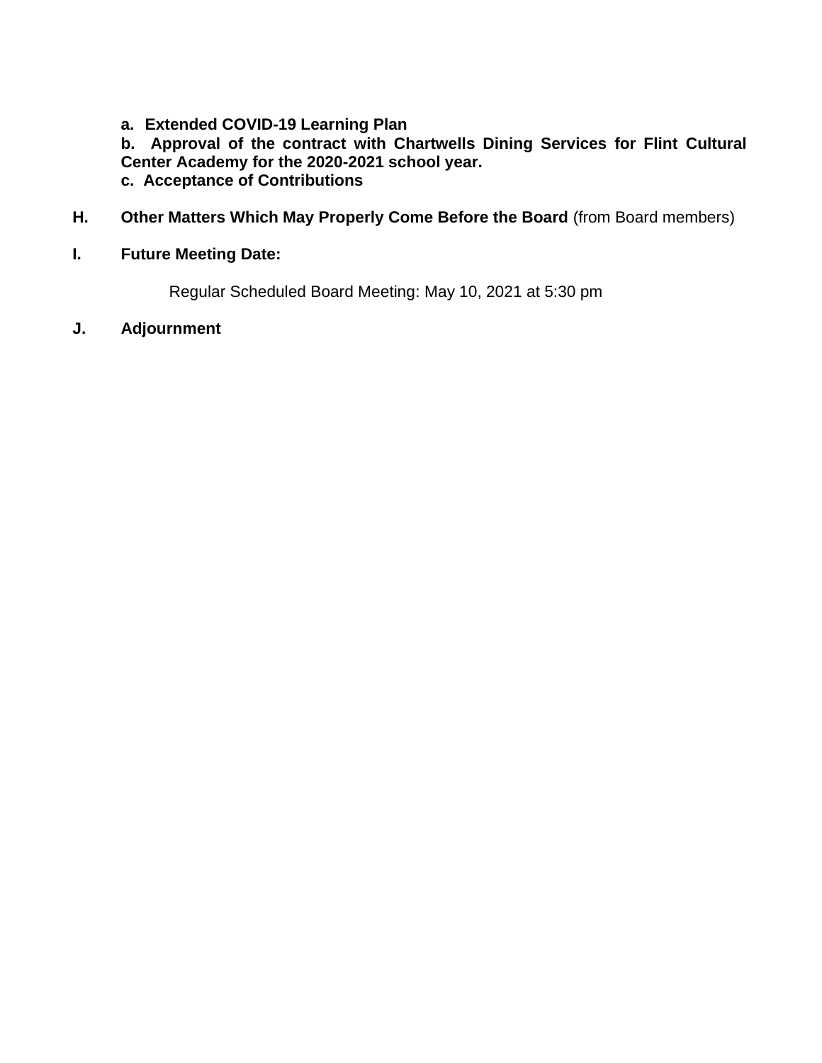**a. Extended COVID-19 Learning Plan**
**b. Approval of the contract with Chartwells Dining Services for Flint Cultural Center Academy for the 2020-2021 school year.**
**c. Acceptance of Contributions**

**H. Other Matters Which May Properly Come Before the Board** (from Board members)

**I. Future Meeting Date:**

Regular Scheduled Board Meeting: May 10, 2021 at 5:30 pm

**J. Adjournment**